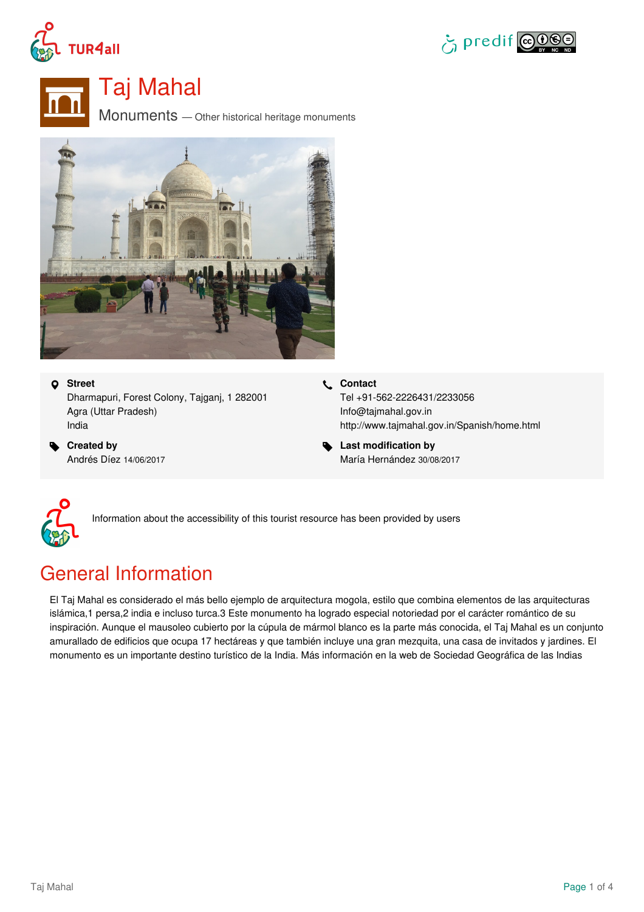# Taj Mahal

Monuments — Other historical heritage monuments

**Street**
Dharmapuri, Forest Colony, Tajganj, 1 282001
Agra (Uttar Pradesh)
India

**Contact**
Tel +91-562-2226431/2233056
Info@tajmahal.gov.in
http://www.tajmahal.gov.in/Spanish/home.html

**Created by**
Andrés Díez 14/06/2017

**Last modification by**
María Hernández 30/08/2017

Information about the accessibility of this tourist resource has been provided by users

## General Information

El Taj Mahal es considerado el más bello ejemplo de arquitectura mogola, estilo que combina elementos de las arquitecturas islámica,1 persa,2 india e incluso turca.3 Este monumento ha logrado especial notoriedad por el carácter romántico de su inspiración. Aunque el mausoleo cubierto por la cúpula de mármol blanco es la parte más conocida, el Taj Mahal es un conjunto amurallado de edificios que ocupa 17 hectáreas y que también incluye una gran mezquita, una casa de invitados y jardines. El monumento es un importante destino turístico de la India. Más información en la web de Sociedad Geográfica de las Indias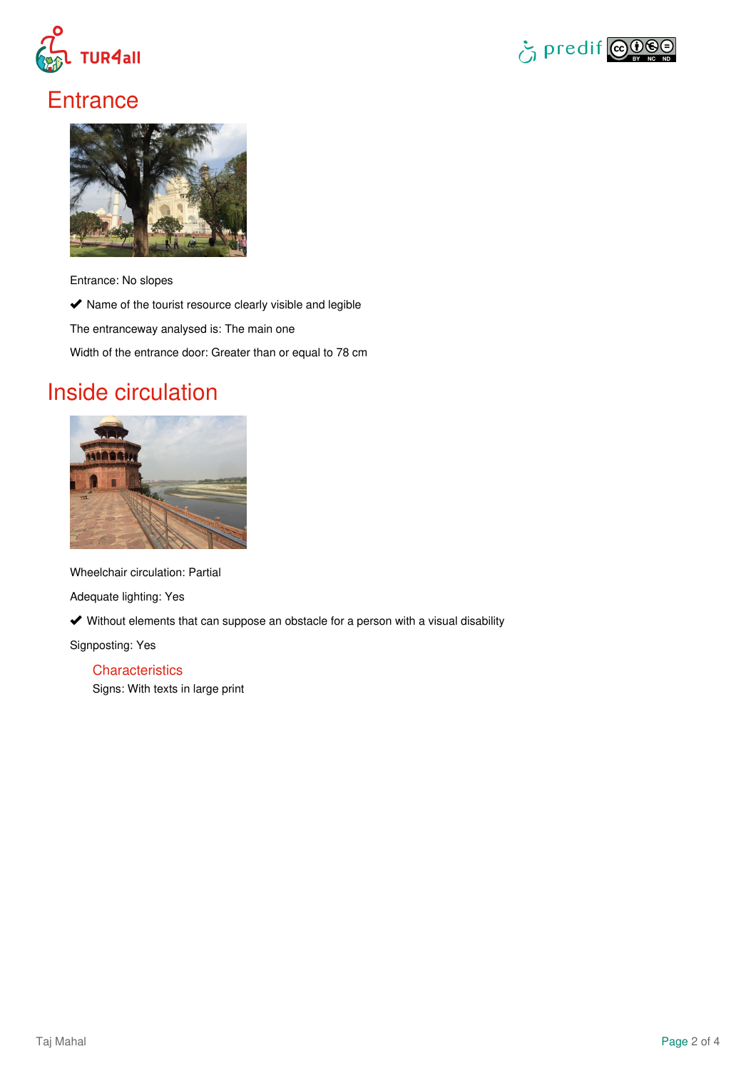# Entrance

Entrance: No slopes

✔ Name of the tourist resource clearly visible and legible

The entranceway analysed is: The main one

Width of the entrance door: Greater than or equal to 78 cm

# Inside circulation

Wheelchair circulation: Partial

Adequate lighting: Yes

✔ Without elements that can suppose an obstacle for a person with a visual disability

Signposting: Yes

## Characteristics

Signs: With texts in large print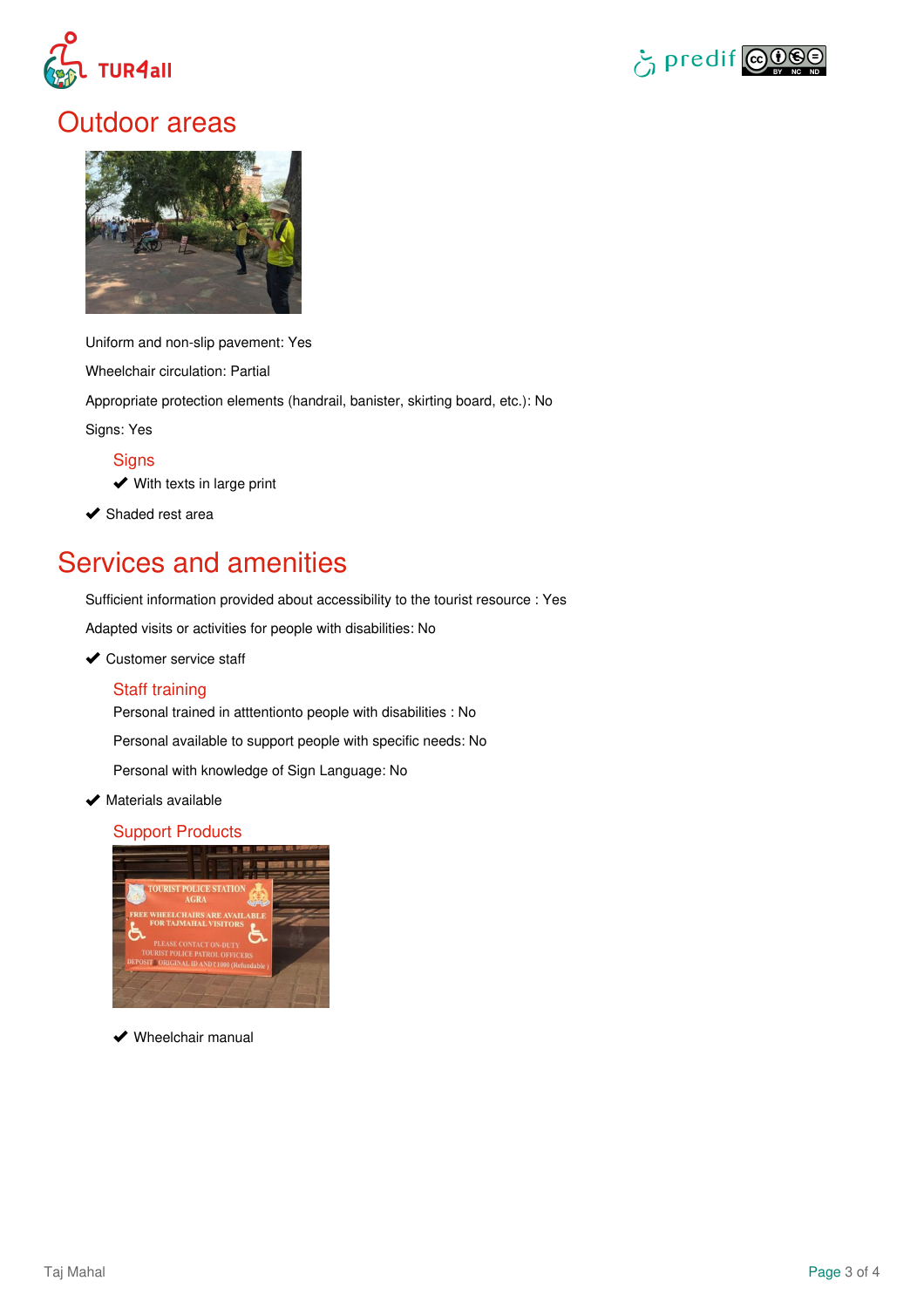# Outdoor areas

Uniform and non-slip pavement: Yes

Wheelchair circulation: Partial

Appropriate protection elements (handrail, banister, skirting board, etc.): No

Signs: Yes

### Signs

- ✔ With texts in large print

- ✔ Shaded rest area

# Services and amenities

Sufficient information provided about accessibility to the tourist resource : Yes

Adapted visits or activities for people with disabilities: No

- ✔ Customer service staff

### Staff training

Personal trained in atttentionto people with disabilities : No

Personal available to support people with specific needs: No

Personal with knowledge of Sign Language: No

- ✔ Materials available

### Support Products

- ✔ Wheelchair manual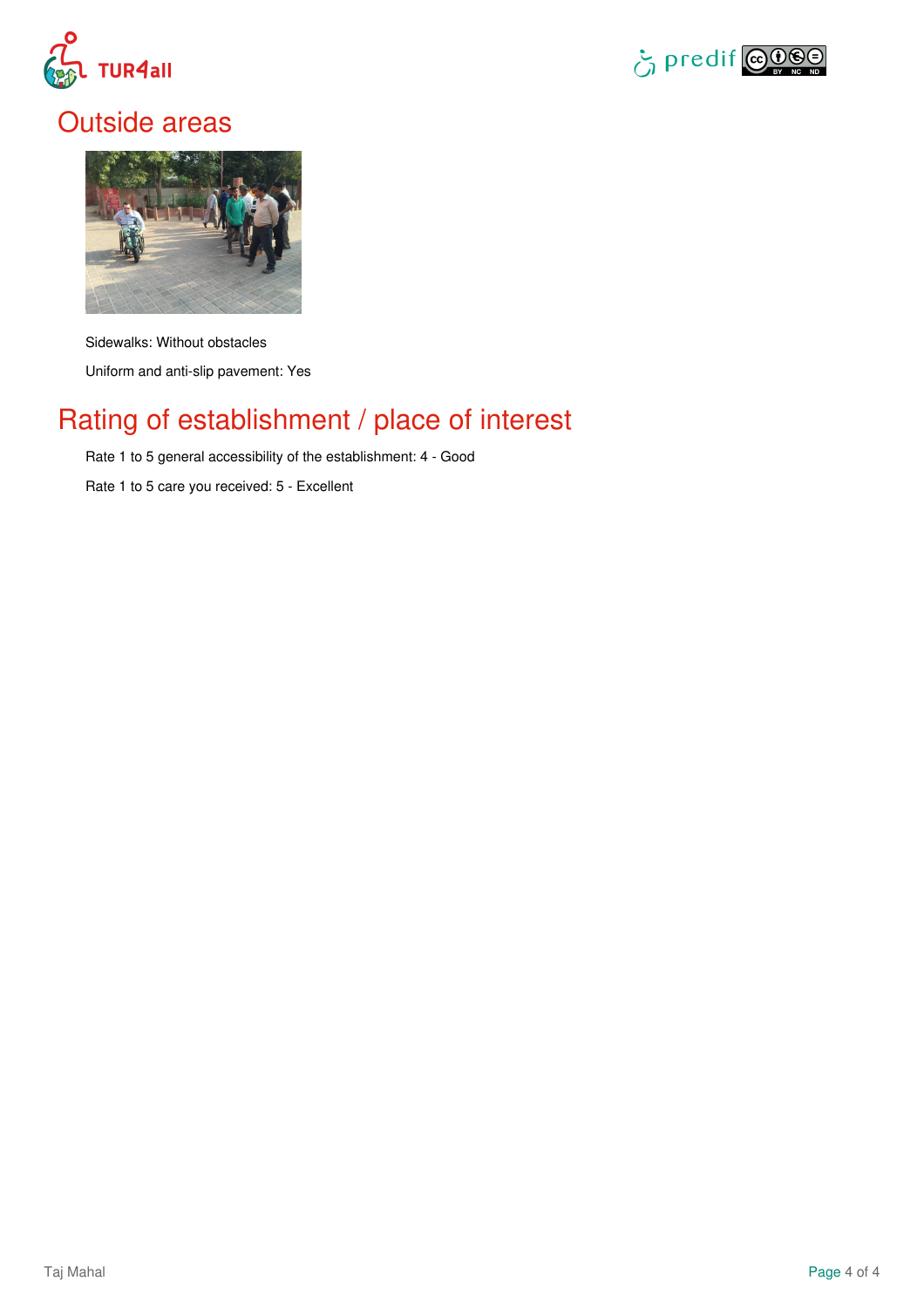## Outside areas

Sidewalks: Without obstacles

Uniform and anti-slip pavement: Yes

## Rating of establishment / place of interest

Rate 1 to 5 general accessibility of the establishment: 4 - Good

Rate 1 to 5 care you received: 5 - Excellent